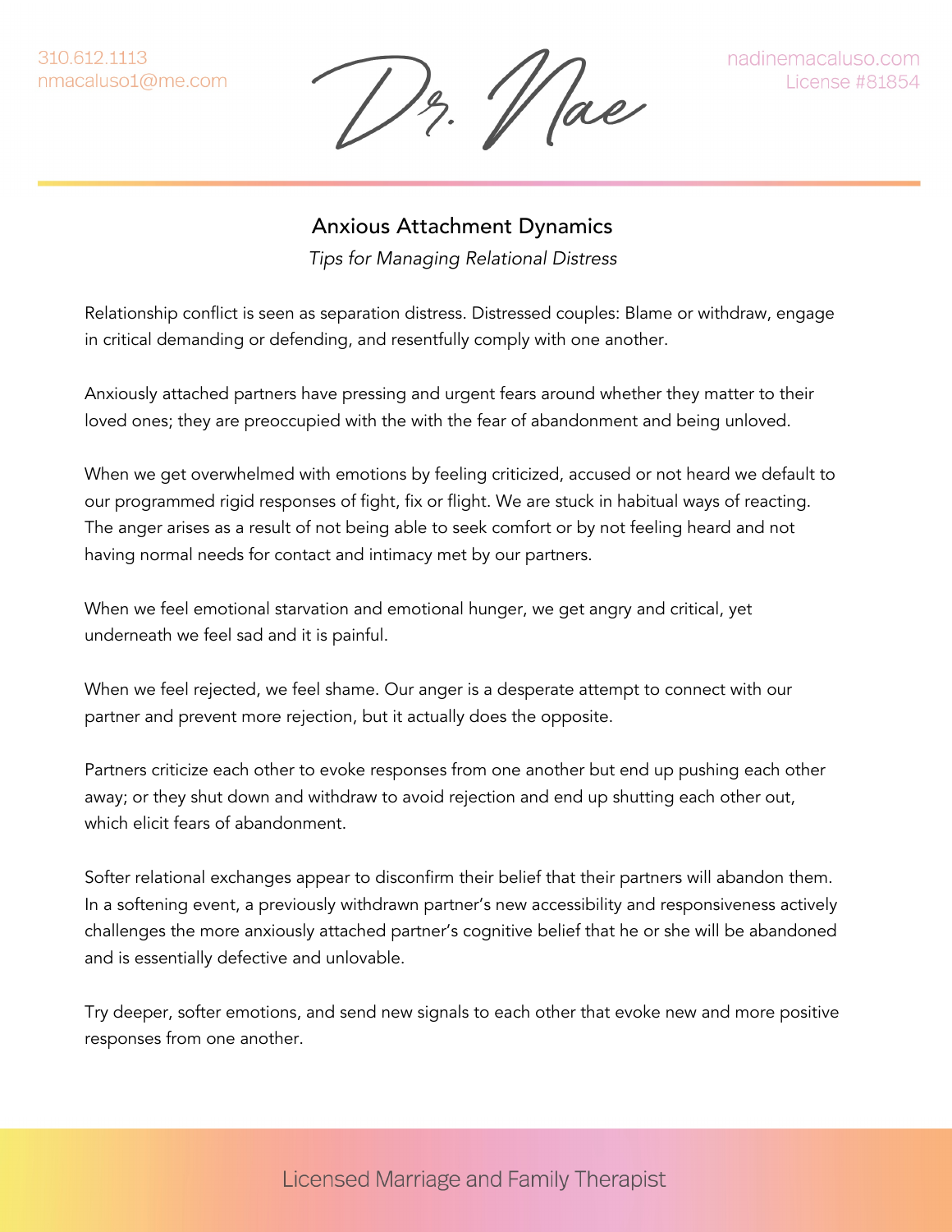310.612.1113
nmacaluso1@me.com

Dr. Nae

nadinemacaluso.com
License #81854

## Anxious Attachment Dynamics

*Tips for Managing Relational Distress*

Relationship conflict is seen as separation distress. Distressed couples: Blame or withdraw, engage in critical demanding or defending, and resentfully comply with one another.

Anxiously attached partners have pressing and urgent fears around whether they matter to their loved ones; they are preoccupied with the with the fear of abandonment and being unloved.

When we get overwhelmed with emotions by feeling criticized, accused or not heard we default to our programmed rigid responses of fight, fix or flight. We are stuck in habitual ways of reacting. The anger arises as a result of not being able to seek comfort or by not feeling heard and not having normal needs for contact and intimacy met by our partners.

When we feel emotional starvation and emotional hunger, we get angry and critical, yet underneath we feel sad and it is painful.

When we feel rejected, we feel shame. Our anger is a desperate attempt to connect with our partner and prevent more rejection, but it actually does the opposite.

Partners criticize each other to evoke responses from one another but end up pushing each other away; or they shut down and withdraw to avoid rejection and end up shutting each other out, which elicit fears of abandonment.

Softer relational exchanges appear to disconfirm their belief that their partners will abandon them. In a softening event, a previously withdrawn partner's new accessibility and responsiveness actively challenges the more anxiously attached partner's cognitive belief that he or she will be abandoned and is essentially defective and unlovable.

Try deeper, softer emotions, and send new signals to each other that evoke new and more positive responses from one another.

Licensed Marriage and Family Therapist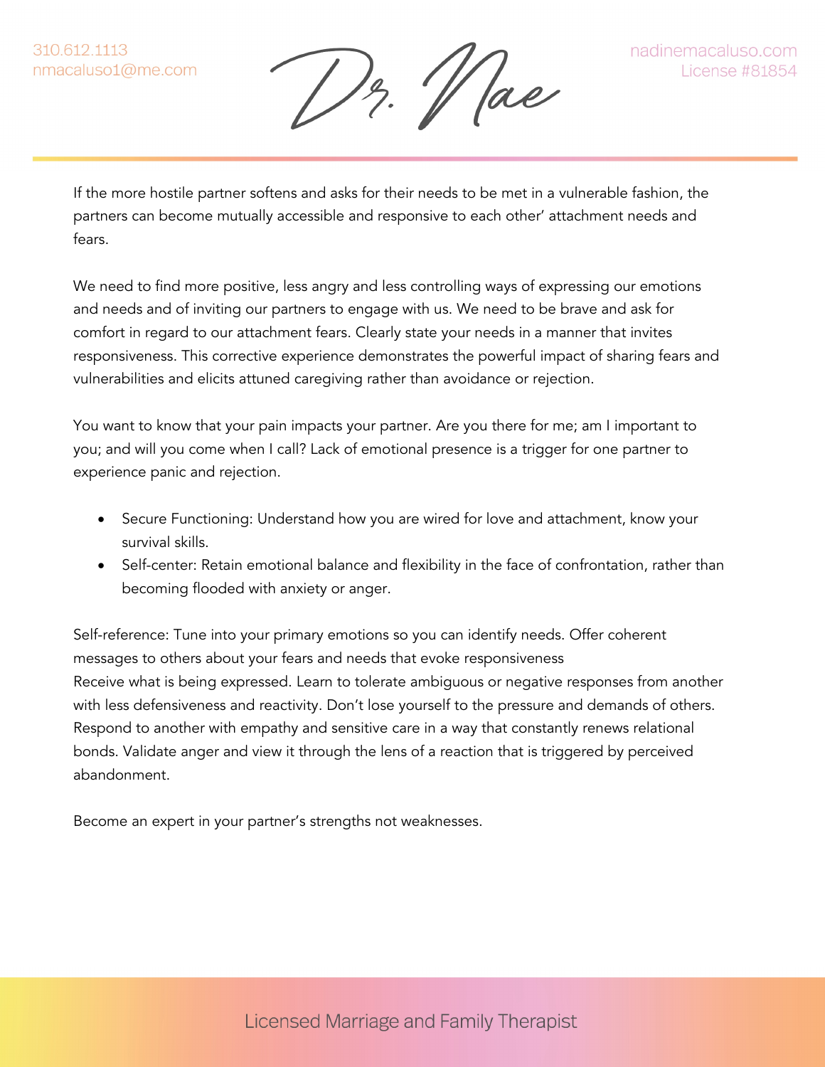If the more hostile partner softens and asks for their needs to be met in a vulnerable fashion, the partners can become mutually accessible and responsive to each other' attachment needs and fears.

We need to find more positive, less angry and less controlling ways of expressing our emotions and needs and of inviting our partners to engage with us. We need to be brave and ask for comfort in regard to our attachment fears. Clearly state your needs in a manner that invites responsiveness. This corrective experience demonstrates the powerful impact of sharing fears and vulnerabilities and elicits attuned caregiving rather than avoidance or rejection.

You want to know that your pain impacts your partner. Are you there for me; am I important to you; and will you come when I call? Lack of emotional presence is a trigger for one partner to experience panic and rejection.

- Secure Functioning: Understand how you are wired for love and attachment, know your survival skills.
- Self-center: Retain emotional balance and flexibility in the face of confrontation, rather than becoming flooded with anxiety or anger.

Self-reference: Tune into your primary emotions so you can identify needs. Offer coherent messages to others about your fears and needs that evoke responsiveness
Receive what is being expressed. Learn to tolerate ambiguous or negative responses from another with less defensiveness and reactivity. Don't lose yourself to the pressure and demands of others. Respond to another with empathy and sensitive care in a way that constantly renews relational bonds. Validate anger and view it through the lens of a reaction that is triggered by perceived abandonment.

Become an expert in your partner's strengths not weaknesses.